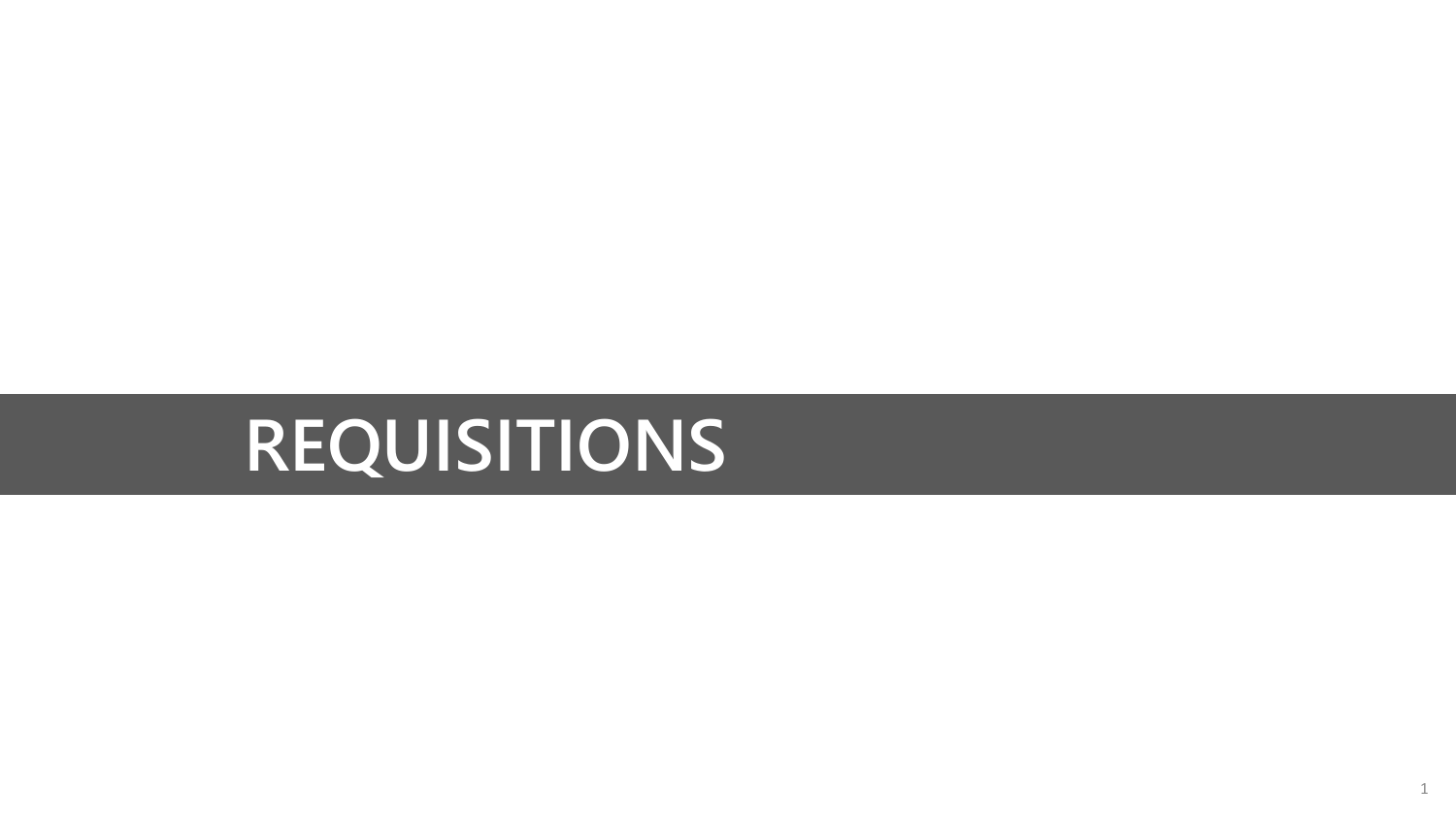# REQUISITIONS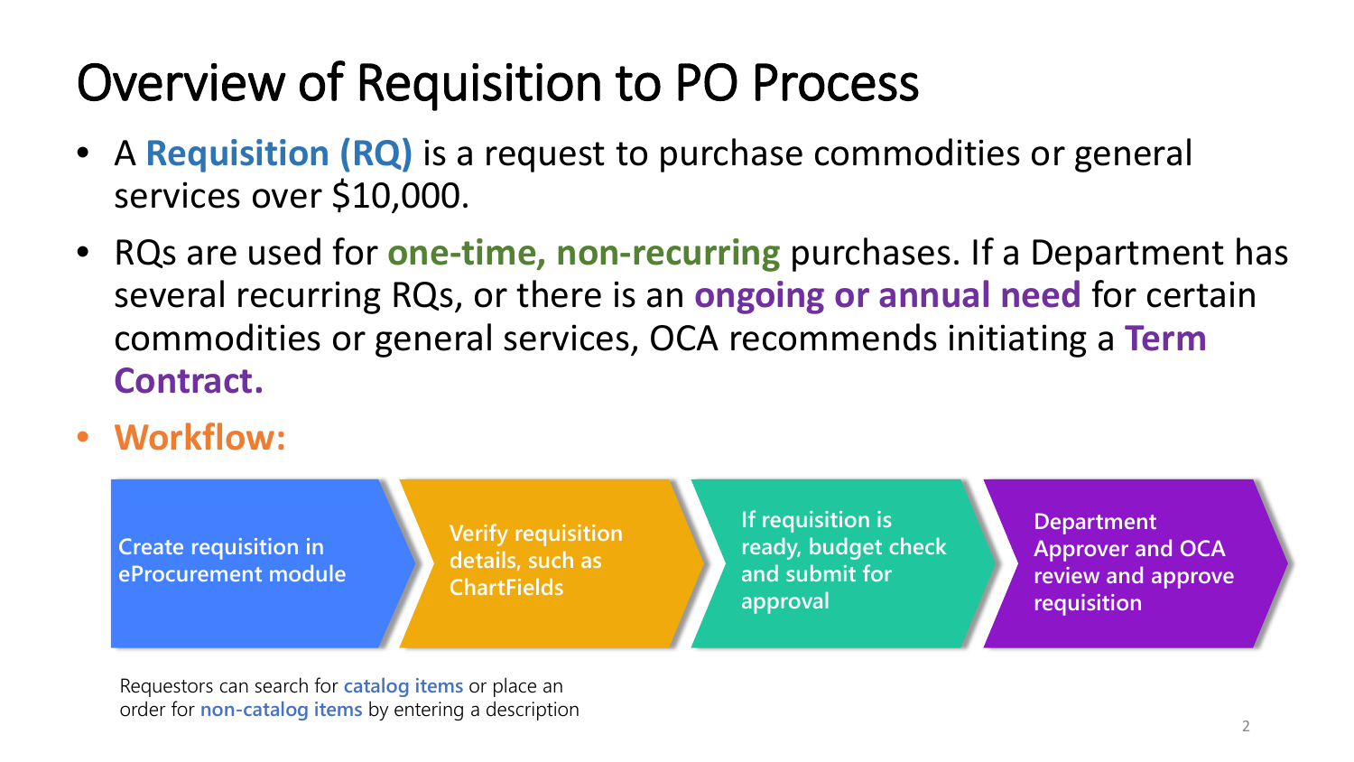# Overview of Requisition to PO Process

- A **Requisition (RQ)** is a request to purchase commodities or general services over $10,000.
- RQs are used for **one-time, non-recurring** purchases. If a Department has several recurring RQs, or there is an **ongoing or annual need** for certain commodities or general services, OCA recommends initiating a **Term Contract.**
- **Workflow:**

1. **Create requisition in eProcurement module**
2. **Verify requisition details, such as ChartFields**
3. **If requisition is ready, budget check and submit for approval**
4. **Department Approver and OCA review and approve requisition**

Requestors can search for **catalog items** or place an order for **non-catalog items** by entering a description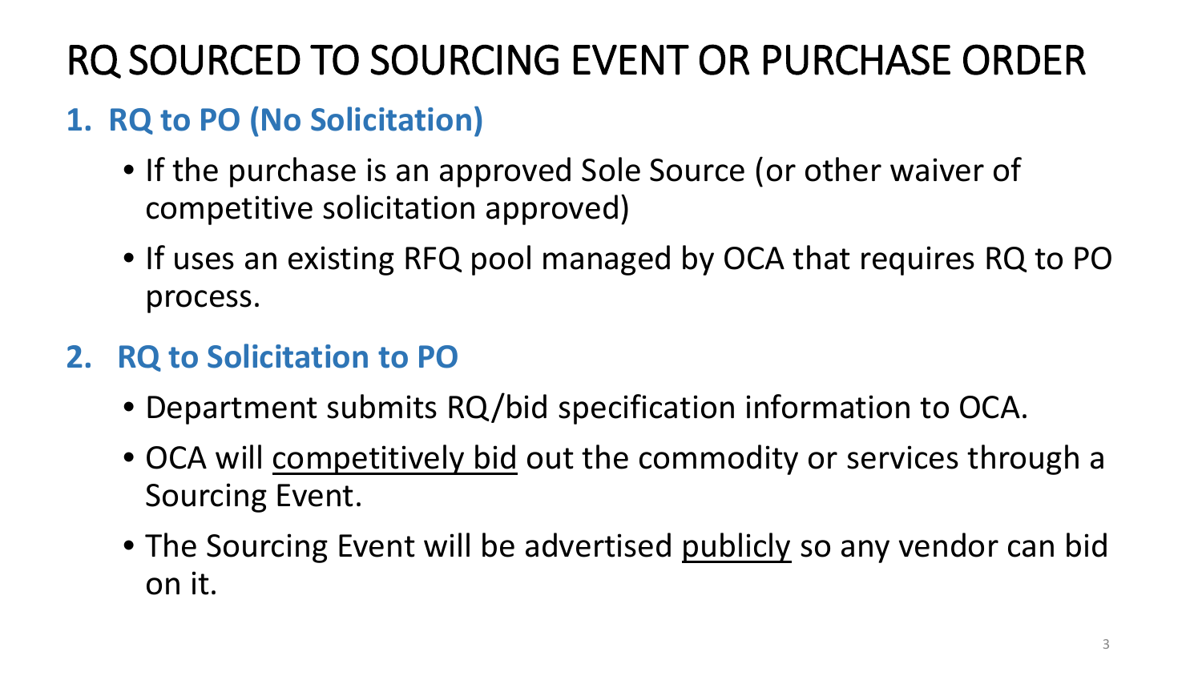# RQ SOURCED TO SOURCING EVENT OR PURCHASE ORDER

## 1. RQ to PO (No Solicitation)

- If the purchase is an approved Sole Source (or other waiver of competitive solicitation approved)
- If uses an existing RFQ pool managed by OCA that requires RQ to PO process.

## 2. RQ to Solicitation to PO

- Department submits RQ/bid specification information to OCA.
- OCA will competitively bid out the commodity or services through a Sourcing Event.
- The Sourcing Event will be advertised publicly so any vendor can bid on it.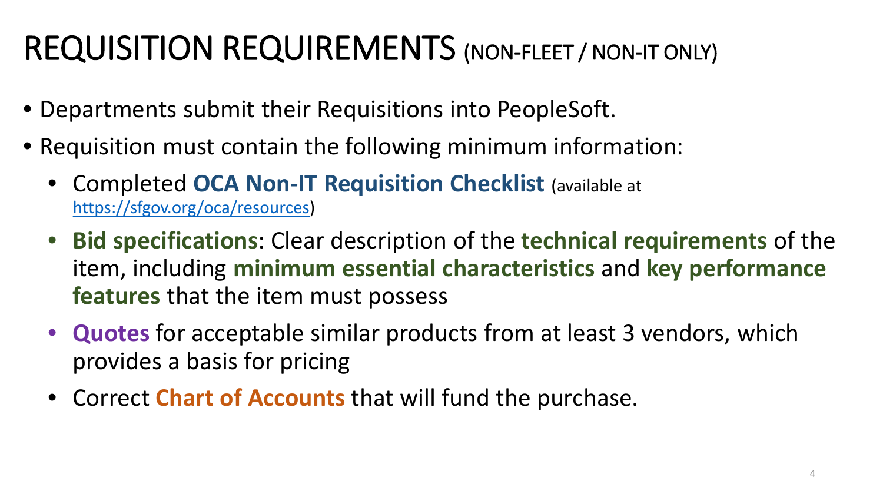# REQUISITION REQUIREMENTS (NON-FLEET / NON-IT ONLY)

- Departments submit their Requisitions into PeopleSoft.
- Requisition must contain the following minimum information:
  - Completed **OCA Non-IT Requisition Checklist** (available at https://sfgov.org/oca/resources)
  - **Bid specifications**: Clear description of the **technical requirements** of the item, including **minimum essential characteristics** and **key performance features** that the item must possess
  - **Quotes** for acceptable similar products from at least 3 vendors, which provides a basis for pricing
  - Correct **Chart of Accounts** that will fund the purchase.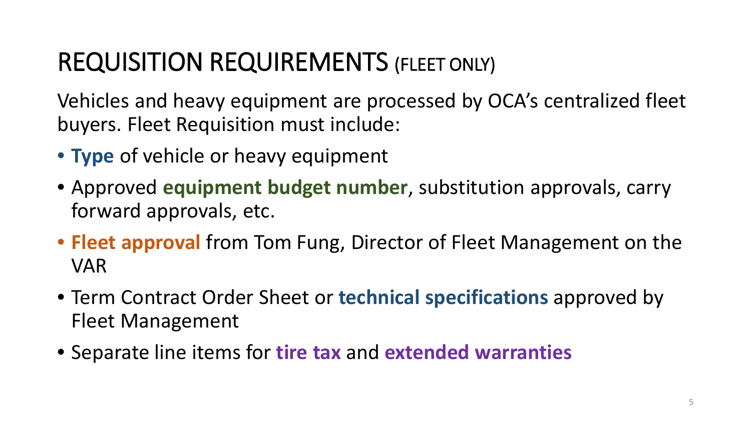# REQUISITION REQUIREMENTS (FLEET ONLY)

Vehicles and heavy equipment are processed by OCA's centralized fleet buyers. Fleet Requisition must include:

- **Type** of vehicle or heavy equipment
- Approved **equipment budget number**, substitution approvals, carry forward approvals, etc.
- **Fleet approval** from Tom Fung, Director of Fleet Management on the VAR
- Term Contract Order Sheet or **technical specifications** approved by Fleet Management
- Separate line items for **tire tax** and **extended warranties**